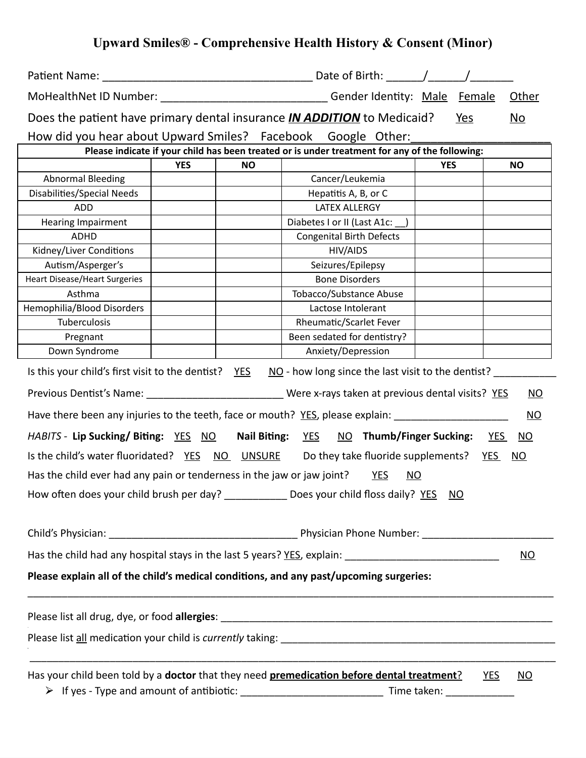# Upward Smiles® - Comprehensive Health History & Consent (Minor)

Patient Name: ___________________________________ Date of Birth: ______/______/_______

MoHealthNet ID Number: ___________________________ Gender Identity: Male Female Other

Does the patient have primary dental insurance ***IN ADDITION*** to Medicaid? Yes No

How did you hear about Upward Smiles? Facebook Google Other:______________________

| **Please indicate if your child has been treated or is under treatment for any of the following:** | | | | | |
|---|---|---|---|---|---|
| | **YES** | **NO** | | **YES** | **NO** |
| Abnormal Bleeding | | | Cancer/Leukemia | | |
| Disabilities/Special Needs | | | Hepatitis A, B, or C | | |
| ADD | | | LATEX ALLERGY | | |
| Hearing Impairment | | | Diabetes I or II (Last A1c: __) | | |
| ADHD | | | Congenital Birth Defects | | |
| Kidney/Liver Conditions | | | HIV/AIDS | | |
| Autism/Asperger's | | | Seizures/Epilepsy | | |
| Heart Disease/Heart Surgeries | | | Bone Disorders | | |
| Asthma | | | Tobacco/Substance Abuse | | |
| Hemophilia/Blood Disorders | | | Lactose Intolerant | | |
| Tuberculosis | | | Rheumatic/Scarlet Fever | | |
| Pregnant | | | Been sedated for dentistry? | | |
| Down Syndrome | | | Anxiety/Depression | | |

Is this your child's first visit to the dentist? YES NO - how long since the last visit to the dentist? ___________

Previous Dentist's Name: _________________________ Were x-rays taken at previous dental visits? YES NO

Have there been any injuries to the teeth, face or mouth? YES, please explain: ____________________ NO

*HABITS* - **Lip Sucking/ Biting:** YES NO **Nail Biting:** YES NO **Thumb/Finger Sucking:** YES NO

Is the child's water fluoridated? YES NO UNSURE Do they take fluoride supplements? YES NO

Has the child ever had any pain or tenderness in the jaw or jaw joint? YES NO

How often does your child brush per day? ___________ Does your child floss daily? YES NO

Child's Physician: __________________________________ Physician Phone Number: _______________________

Has the child had any hospital stays in the last 5 years? YES, explain: ____________________________ NO

**Please explain all of the child's medical conditions, and any past/upcoming surgeries:**

_____________________________________________________________________________________________

Please list all drug, dye, or food **allergies**: ______________________________________________________________

Please list all medication your child is *currently* taking: ___________________________________________________

_____________________________________________________________________________________________

Has your child been told by a **doctor** that they need **premedication before dental treatment**? YES NO

- If yes - Type and amount of antibiotic: __________________________ Time taken: ____________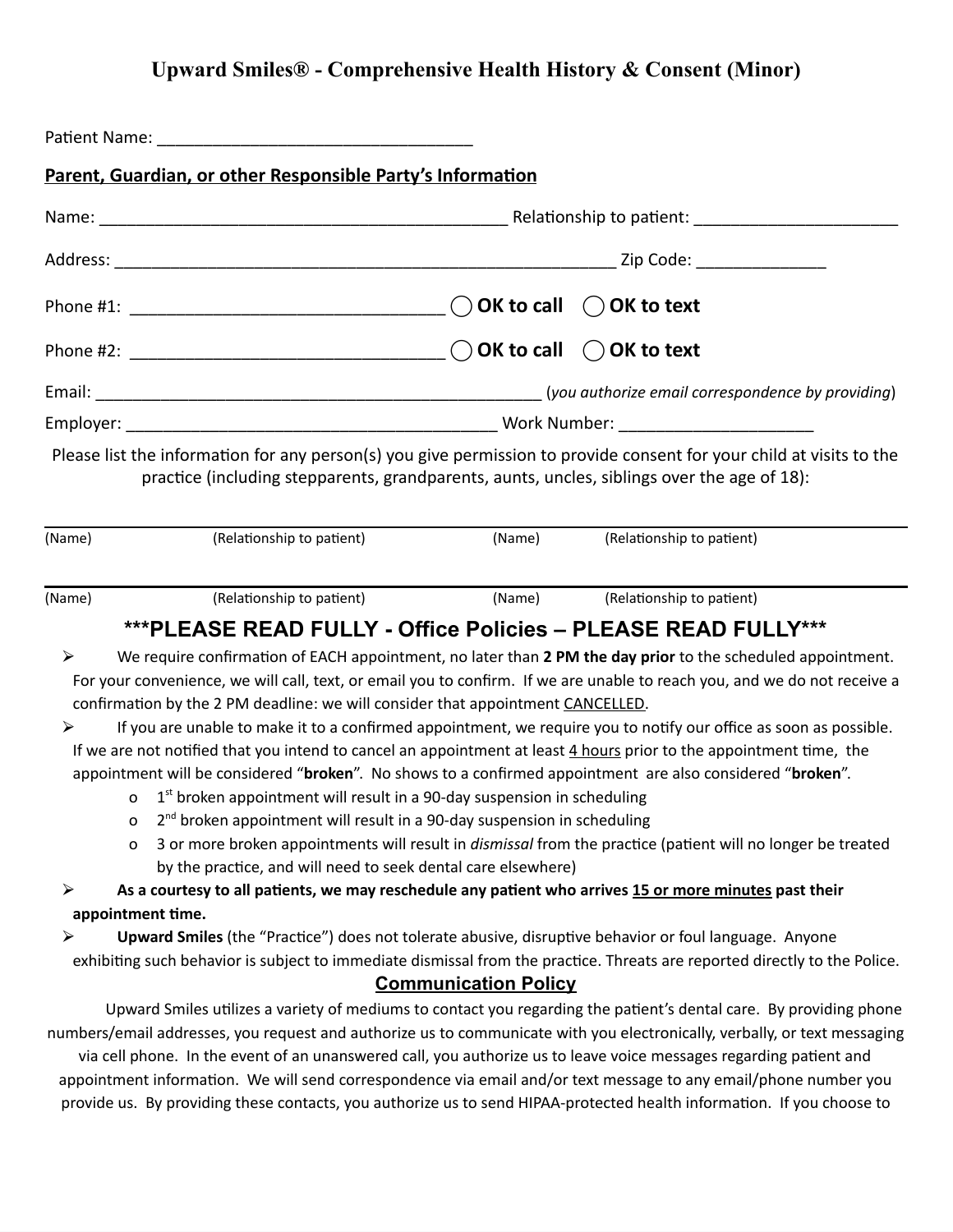# Upward Smiles® - Comprehensive Health History & Consent (Minor)

Patient Name: ___________________________________

## Parent, Guardian, or other Responsible Party's Information

Name: _____________________________________________ Relationship to patient: ______________________

Address: _______________________________________________________ Zip Code: ______________

Phone #1: _________________________________ ◯ **OK to call** ◯ **OK to text**

Phone #2: _________________________________ ◯ **OK to call** ◯ **OK to text**

Email: __________________________________________________ (*you authorize email correspondence by providing*)

Employer: ________________________________________ Work Number: _____________________

Please list the information for any person(s) you give permission to provide consent for your child at visits to the practice (including stepparents, grandparents, aunts, uncles, siblings over the age of 18):

| (Name) | (Relationship to patient) | (Name) | (Relationship to patient) |
|---|---|---|---|
| (Name) | (Relationship to patient) | (Name) | (Relationship to patient) |

## \*\*\*PLEASE READ FULLY - Office Policies – PLEASE READ FULLY\*\*\*

- We require confirmation of EACH appointment, no later than **2 PM the day prior** to the scheduled appointment. For your convenience, we will call, text, or email you to confirm. If we are unable to reach you, and we do not receive a confirmation by the 2 PM deadline: we will consider that appointment CANCELLED.
- If you are unable to make it to a confirmed appointment, we require you to notify our office as soon as possible. If we are not notified that you intend to cancel an appointment at least 4 hours prior to the appointment time, the appointment will be considered "**broken**". No shows to a confirmed appointment are also considered "**broken**".
  - 1st broken appointment will result in a 90-day suspension in scheduling
  - 2nd broken appointment will result in a 90-day suspension in scheduling
  - 3 or more broken appointments will result in *dismissal* from the practice (patient will no longer be treated by the practice, and will need to seek dental care elsewhere)
- **As a courtesy to all patients, we may reschedule any patient who arrives 15 or more minutes past their appointment time.**
- **Upward Smiles** (the "Practice") does not tolerate abusive, disruptive behavior or foul language. Anyone exhibiting such behavior is subject to immediate dismissal from the practice. Threats are reported directly to the Police.

## Communication Policy

Upward Smiles utilizes a variety of mediums to contact you regarding the patient's dental care. By providing phone numbers/email addresses, you request and authorize us to communicate with you electronically, verbally, or text messaging via cell phone. In the event of an unanswered call, you authorize us to leave voice messages regarding patient and appointment information. We will send correspondence via email and/or text message to any email/phone number you provide us. By providing these contacts, you authorize us to send HIPAA-protected health information. If you choose to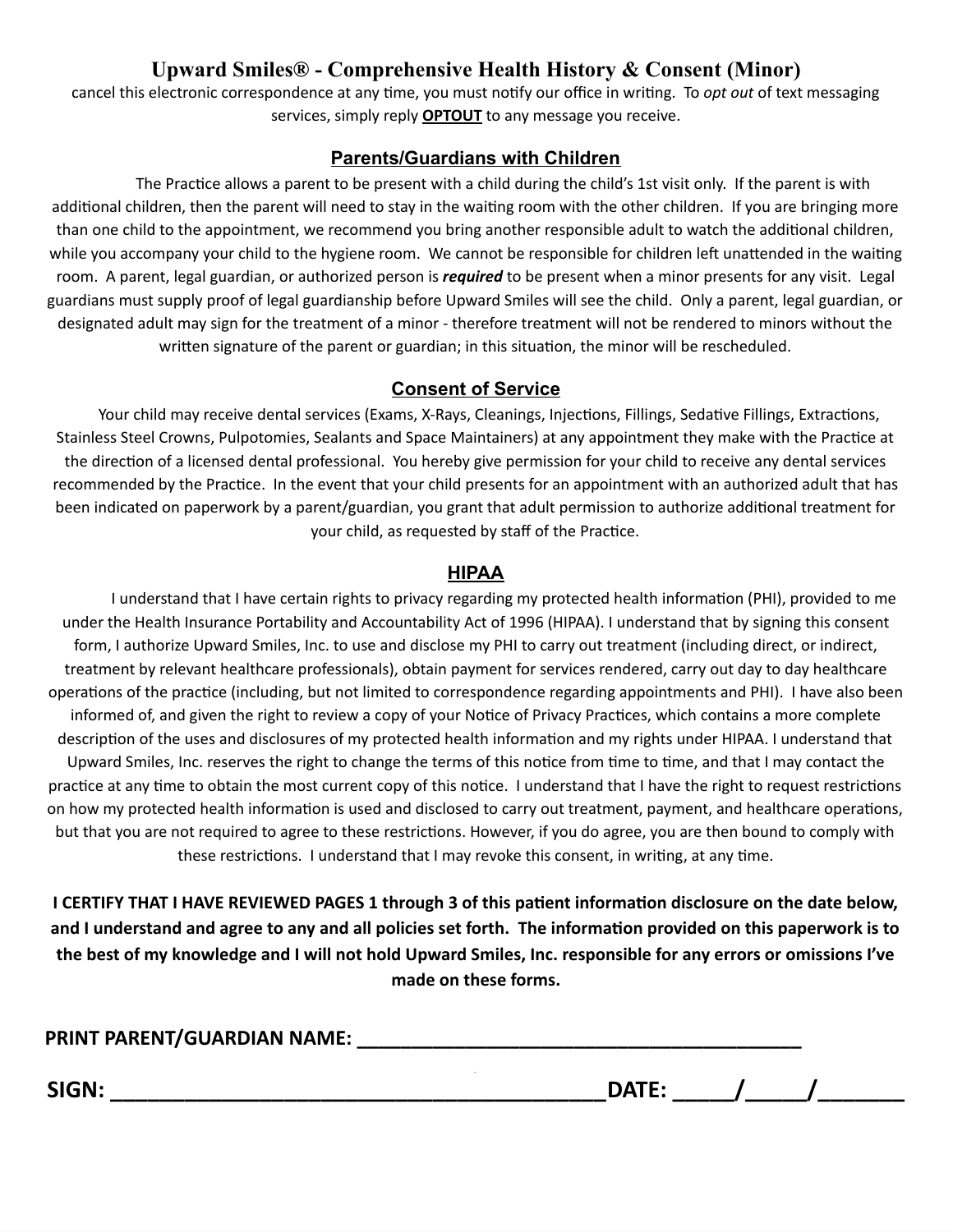# Upward Smiles® - Comprehensive Health History & Consent (Minor)

cancel this electronic correspondence at any time, you must notify our office in writing. To *opt out* of text messaging services, simply reply **OPTOUT** to any message you receive.

## Parents/Guardians with Children

The Practice allows a parent to be present with a child during the child's 1st visit only. If the parent is with additional children, then the parent will need to stay in the waiting room with the other children. If you are bringing more than one child to the appointment, we recommend you bring another responsible adult to watch the additional children, while you accompany your child to the hygiene room. We cannot be responsible for children left unattended in the waiting room. A parent, legal guardian, or authorized person is ***required*** to be present when a minor presents for any visit. Legal guardians must supply proof of legal guardianship before Upward Smiles will see the child. Only a parent, legal guardian, or designated adult may sign for the treatment of a minor - therefore treatment will not be rendered to minors without the written signature of the parent or guardian; in this situation, the minor will be rescheduled.

## Consent of Service

Your child may receive dental services (Exams, X-Rays, Cleanings, Injections, Fillings, Sedative Fillings, Extractions, Stainless Steel Crowns, Pulpotomies, Sealants and Space Maintainers) at any appointment they make with the Practice at the direction of a licensed dental professional. You hereby give permission for your child to receive any dental services recommended by the Practice. In the event that your child presents for an appointment with an authorized adult that has been indicated on paperwork by a parent/guardian, you grant that adult permission to authorize additional treatment for your child, as requested by staff of the Practice.

## HIPAA

I understand that I have certain rights to privacy regarding my protected health information (PHI), provided to me under the Health Insurance Portability and Accountability Act of 1996 (HIPAA). I understand that by signing this consent form, I authorize Upward Smiles, Inc. to use and disclose my PHI to carry out treatment (including direct, or indirect, treatment by relevant healthcare professionals), obtain payment for services rendered, carry out day to day healthcare operations of the practice (including, but not limited to correspondence regarding appointments and PHI). I have also been informed of, and given the right to review a copy of your Notice of Privacy Practices, which contains a more complete description of the uses and disclosures of my protected health information and my rights under HIPAA. I understand that Upward Smiles, Inc. reserves the right to change the terms of this notice from time to time, and that I may contact the practice at any time to obtain the most current copy of this notice. I understand that I have the right to request restrictions on how my protected health information is used and disclosed to carry out treatment, payment, and healthcare operations, but that you are not required to agree to these restrictions. However, if you do agree, you are then bound to comply with these restrictions. I understand that I may revoke this consent, in writing, at any time.

**I CERTIFY THAT I HAVE REVIEWED PAGES 1 through 3 of this patient information disclosure on the date below, and I understand and agree to any and all policies set forth. The information provided on this paperwork is to the best of my knowledge and I will not hold Upward Smiles, Inc. responsible for any errors or omissions I've made on these forms.**

**PRINT PARENT/GUARDIAN NAME: ________________________________________**

**SIGN: ________________________________________ DATE: _____/_____/_______**